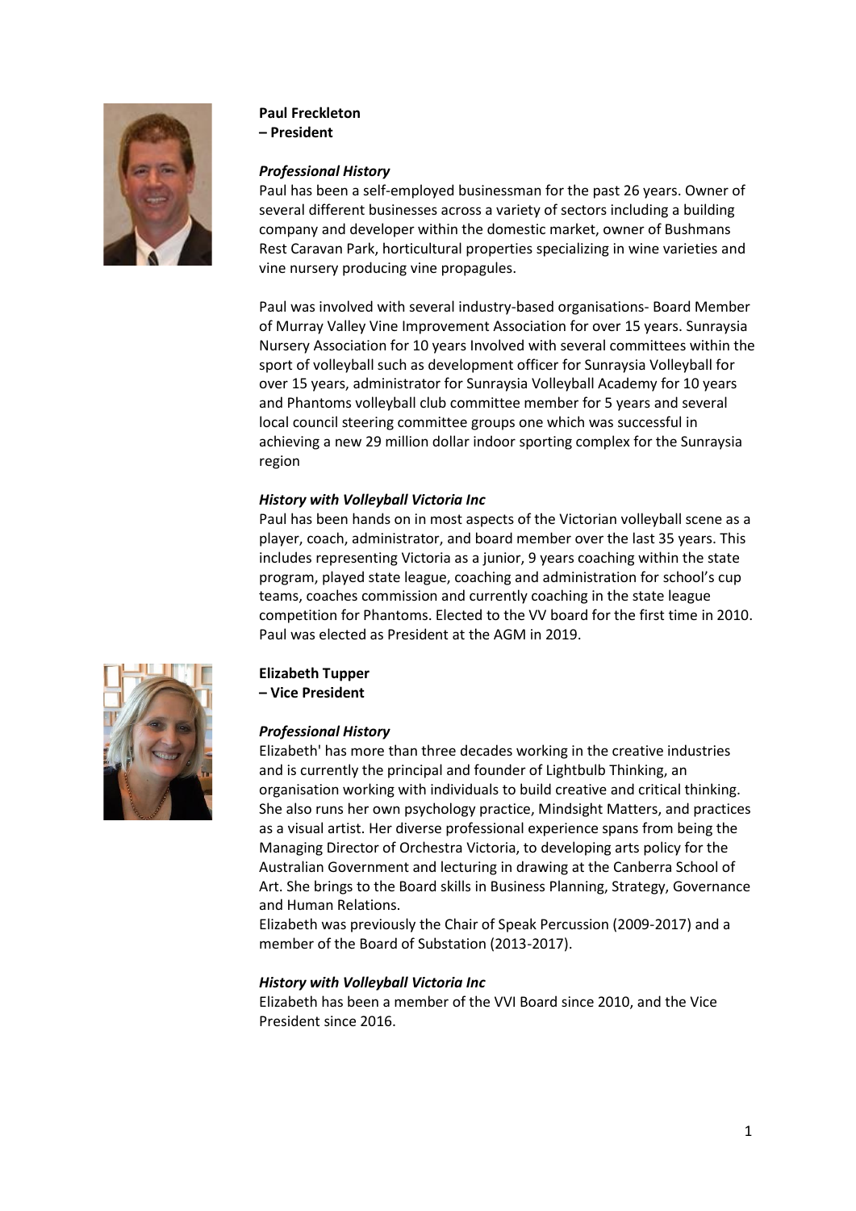**Paul Freckleton**
**– President**

***Professional History***

Paul has been a self-employed businessman for the past 26 years. Owner of several different businesses across a variety of sectors including a building company and developer within the domestic market, owner of Bushmans Rest Caravan Park, horticultural properties specializing in wine varieties and vine nursery producing vine propagules.

Paul was involved with several industry-based organisations- Board Member of Murray Valley Vine Improvement Association for over 15 years. Sunraysia Nursery Association for 10 years Involved with several committees within the sport of volleyball such as development officer for Sunraysia Volleyball for over 15 years, administrator for Sunraysia Volleyball Academy for 10 years and Phantoms volleyball club committee member for 5 years and several local council steering committee groups one which was successful in achieving a new 29 million dollar indoor sporting complex for the Sunraysia region

***History with Volleyball Victoria Inc***

Paul has been hands on in most aspects of the Victorian volleyball scene as a player, coach, administrator, and board member over the last 35 years. This includes representing Victoria as a junior, 9 years coaching within the state program, played state league, coaching and administration for school's cup teams, coaches commission and currently coaching in the state league competition for Phantoms. Elected to the VV board for the first time in 2010. Paul was elected as President at the AGM in 2019.

**Elizabeth Tupper**
**– Vice President**

***Professional History***

Elizabeth' has more than three decades working in the creative industries and is currently the principal and founder of Lightbulb Thinking, an organisation working with individuals to build creative and critical thinking. She also runs her own psychology practice, Mindsight Matters, and practices as a visual artist. Her diverse professional experience spans from being the Managing Director of Orchestra Victoria, to developing arts policy for the Australian Government and lecturing in drawing at the Canberra School of Art. She brings to the Board skills in Business Planning, Strategy, Governance and Human Relations.
Elizabeth was previously the Chair of Speak Percussion (2009-2017) and a member of the Board of Substation (2013-2017).

***History with Volleyball Victoria Inc***

Elizabeth has been a member of the VVI Board since 2010, and the Vice President since 2016.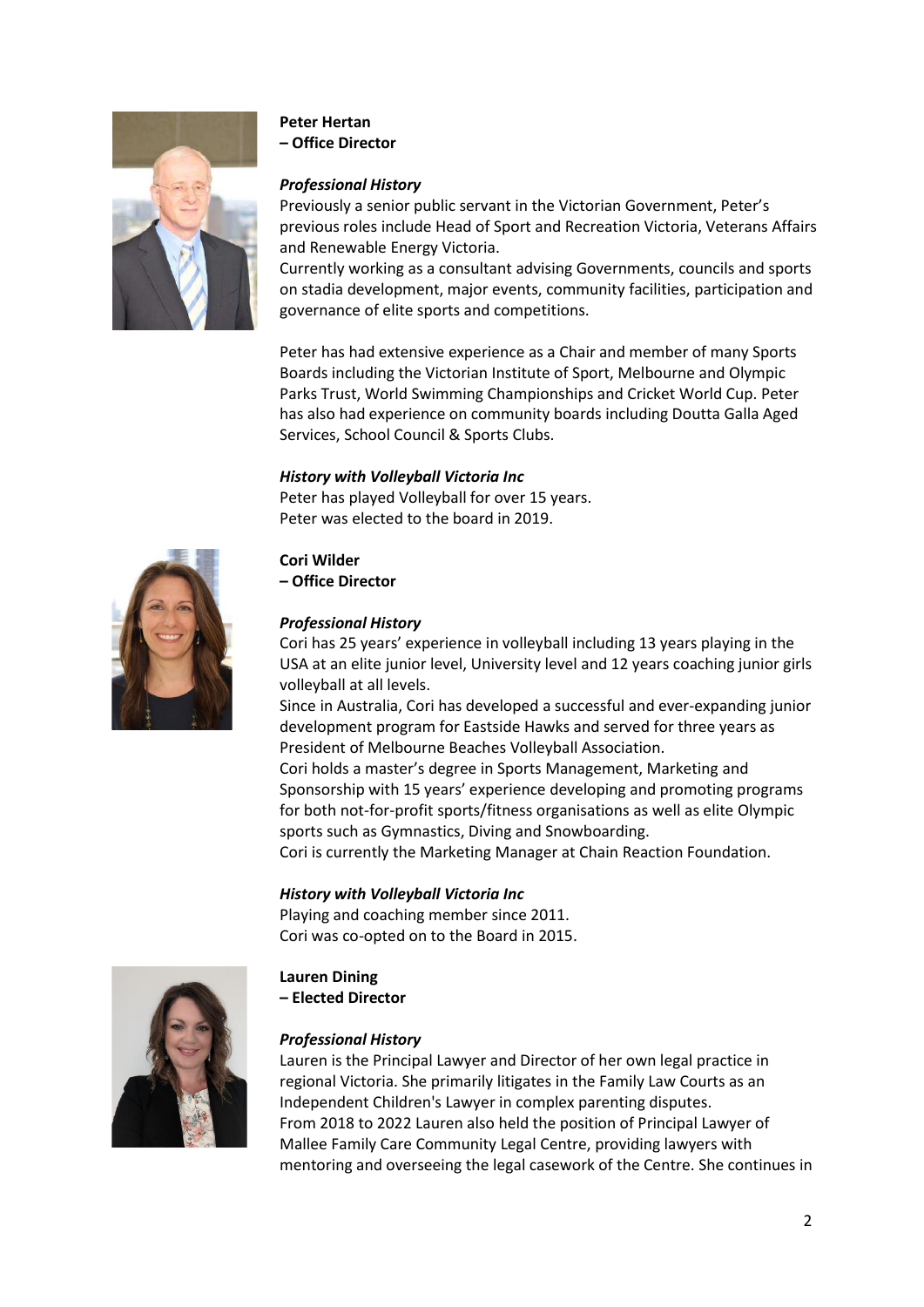**Peter Hertan**
**– Office Director**

***Professional History***

Previously a senior public servant in the Victorian Government, Peter's previous roles include Head of Sport and Recreation Victoria, Veterans Affairs and Renewable Energy Victoria.
Currently working as a consultant advising Governments, councils and sports on stadia development, major events, community facilities, participation and governance of elite sports and competitions.

Peter has had extensive experience as a Chair and member of many Sports Boards including the Victorian Institute of Sport, Melbourne and Olympic Parks Trust, World Swimming Championships and Cricket World Cup. Peter has also had experience on community boards including Doutta Galla Aged Services, School Council & Sports Clubs.

***History with Volleyball Victoria Inc***

Peter has played Volleyball for over 15 years.
Peter was elected to the board in 2019.

**Cori Wilder**
**– Office Director**

***Professional History***

Cori has 25 years' experience in volleyball including 13 years playing in the USA at an elite junior level, University level and 12 years coaching junior girls volleyball at all levels.
Since in Australia, Cori has developed a successful and ever-expanding junior development program for Eastside Hawks and served for three years as President of Melbourne Beaches Volleyball Association.
Cori holds a master's degree in Sports Management, Marketing and Sponsorship with 15 years' experience developing and promoting programs for both not-for-profit sports/fitness organisations as well as elite Olympic sports such as Gymnastics, Diving and Snowboarding.
Cori is currently the Marketing Manager at Chain Reaction Foundation.

***History with Volleyball Victoria Inc***

Playing and coaching member since 2011.
Cori was co-opted on to the Board in 2015.

**Lauren Dining**
**– Elected Director**

***Professional History***

Lauren is the Principal Lawyer and Director of her own legal practice in regional Victoria. She primarily litigates in the Family Law Courts as an Independent Children's Lawyer in complex parenting disputes.
From 2018 to 2022 Lauren also held the position of Principal Lawyer of Mallee Family Care Community Legal Centre, providing lawyers with mentoring and overseeing the legal casework of the Centre. She continues in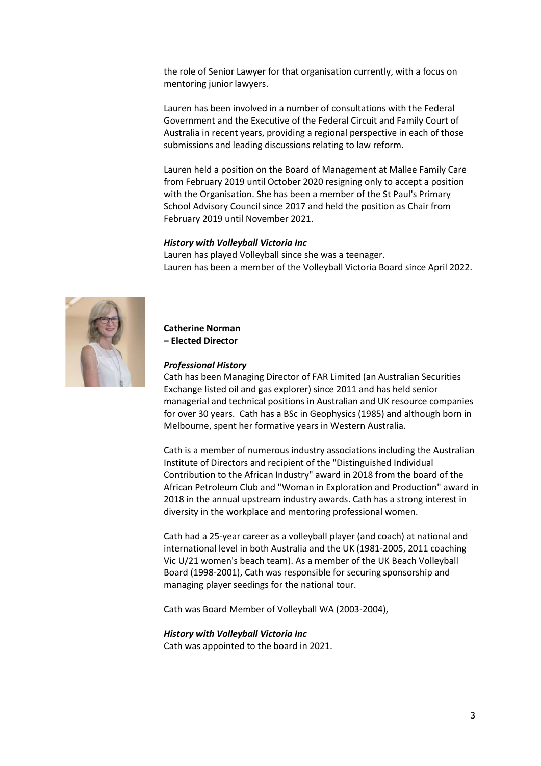the role of Senior Lawyer for that organisation currently, with a focus on mentoring junior lawyers.

Lauren has been involved in a number of consultations with the Federal Government and the Executive of the Federal Circuit and Family Court of Australia in recent years, providing a regional perspective in each of those submissions and leading discussions relating to law reform.

Lauren held a position on the Board of Management at Mallee Family Care from February 2019 until October 2020 resigning only to accept a position with the Organisation. She has been a member of the St Paul's Primary School Advisory Council since 2017 and held the position as Chair from February 2019 until November 2021.

***History with Volleyball Victoria Inc***

Lauren has played Volleyball since she was a teenager.
Lauren has been a member of the Volleyball Victoria Board since April 2022.

**Catherine Norman**
**– Elected Director**

***Professional History***

Cath has been Managing Director of FAR Limited (an Australian Securities Exchange listed oil and gas explorer) since 2011 and has held senior managerial and technical positions in Australian and UK resource companies for over 30 years. Cath has a BSc in Geophysics (1985) and although born in Melbourne, spent her formative years in Western Australia.

Cath is a member of numerous industry associations including the Australian Institute of Directors and recipient of the "Distinguished Individual Contribution to the African Industry" award in 2018 from the board of the African Petroleum Club and "Woman in Exploration and Production" award in 2018 in the annual upstream industry awards. Cath has a strong interest in diversity in the workplace and mentoring professional women.

Cath had a 25-year career as a volleyball player (and coach) at national and international level in both Australia and the UK (1981-2005, 2011 coaching Vic U/21 women's beach team). As a member of the UK Beach Volleyball Board (1998-2001), Cath was responsible for securing sponsorship and managing player seedings for the national tour.

Cath was Board Member of Volleyball WA (2003-2004),

***History with Volleyball Victoria Inc***

Cath was appointed to the board in 2021.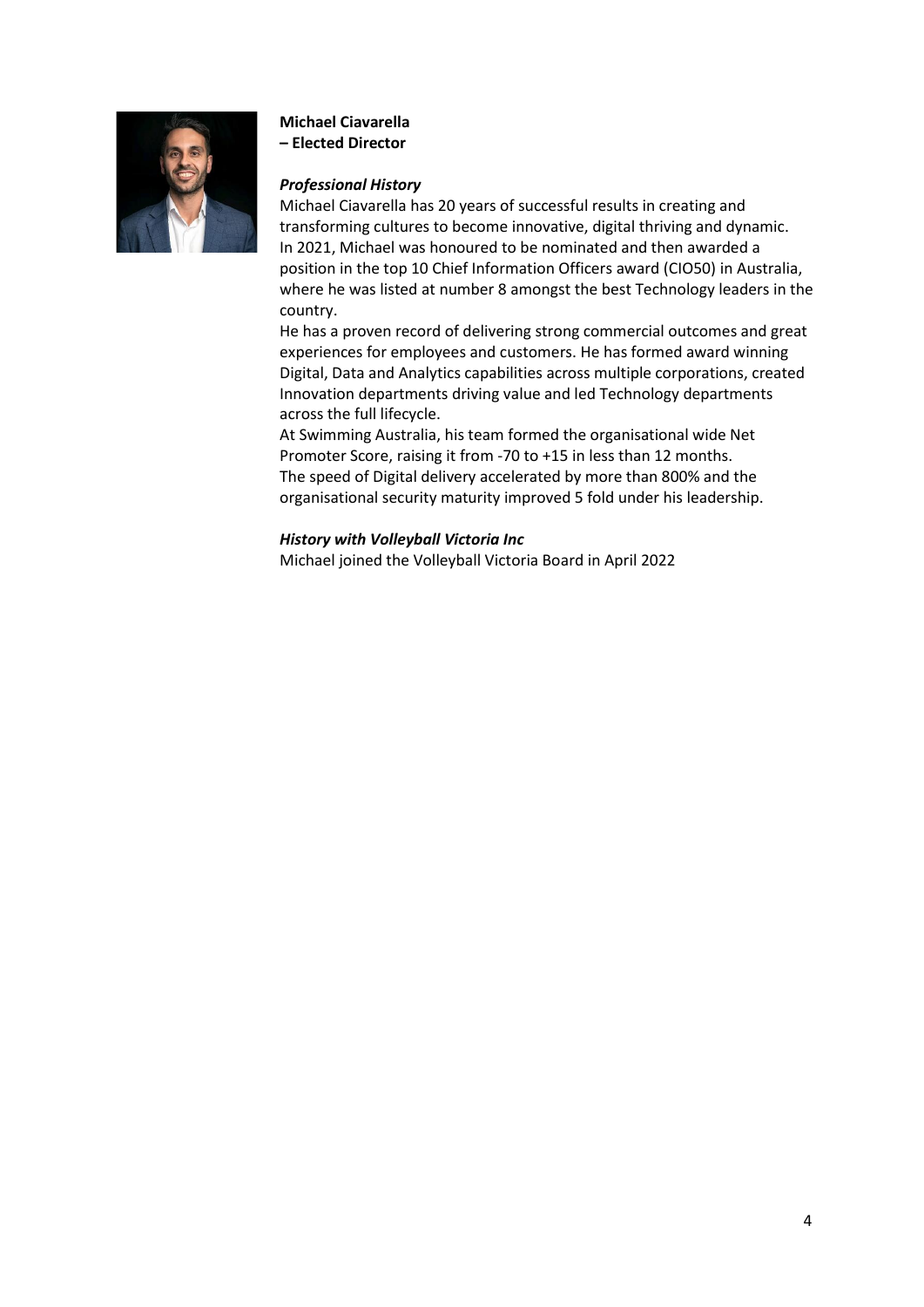**Michael Ciavarella**
**– Elected Director**

***Professional History***

Michael Ciavarella has 20 years of successful results in creating and transforming cultures to become innovative, digital thriving and dynamic.
In 2021, Michael was honoured to be nominated and then awarded a position in the top 10 Chief Information Officers award (CIO50) in Australia, where he was listed at number 8 amongst the best Technology leaders in the country.
He has a proven record of delivering strong commercial outcomes and great experiences for employees and customers. He has formed award winning Digital, Data and Analytics capabilities across multiple corporations, created Innovation departments driving value and led Technology departments across the full lifecycle.
At Swimming Australia, his team formed the organisational wide Net Promoter Score, raising it from -70 to +15 in less than 12 months.
The speed of Digital delivery accelerated by more than 800% and the organisational security maturity improved 5 fold under his leadership.

***History with Volleyball Victoria Inc***

Michael joined the Volleyball Victoria Board in April 2022